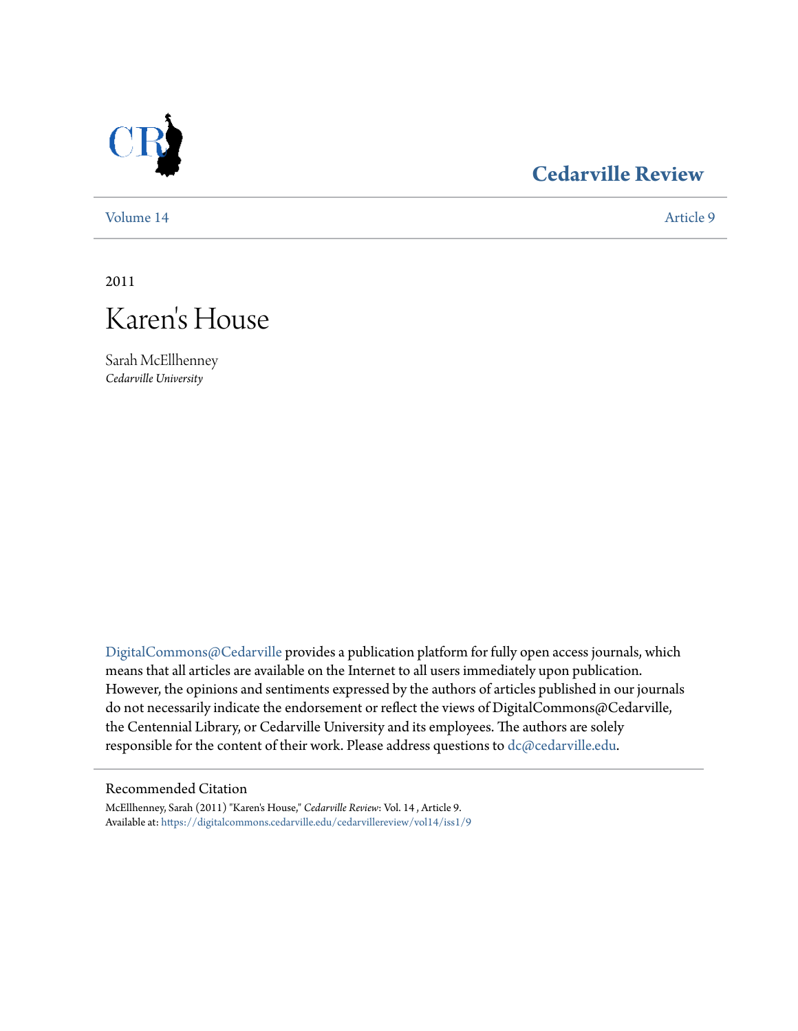# Cedarville Review

Volume 14 | Article 9

2011

# Karen's House

Sarah McEllhenney
*Cedarville University*

DigitalCommons@Cedarville provides a publication platform for fully open access journals, which means that all articles are available on the Internet to all users immediately upon publication. However, the opinions and sentiments expressed by the authors of articles published in our journals do not necessarily indicate the endorsement or reflect the views of DigitalCommons@Cedarville, the Centennial Library, or Cedarville University and its employees. The authors are solely responsible for the content of their work. Please address questions to dc@cedarville.edu.

## Recommended Citation

McEllhenney, Sarah (2011) "Karen's House," *Cedarville Review*: Vol. 14 , Article 9.
Available at: https://digitalcommons.cedarville.edu/cedarvillereview/vol14/iss1/9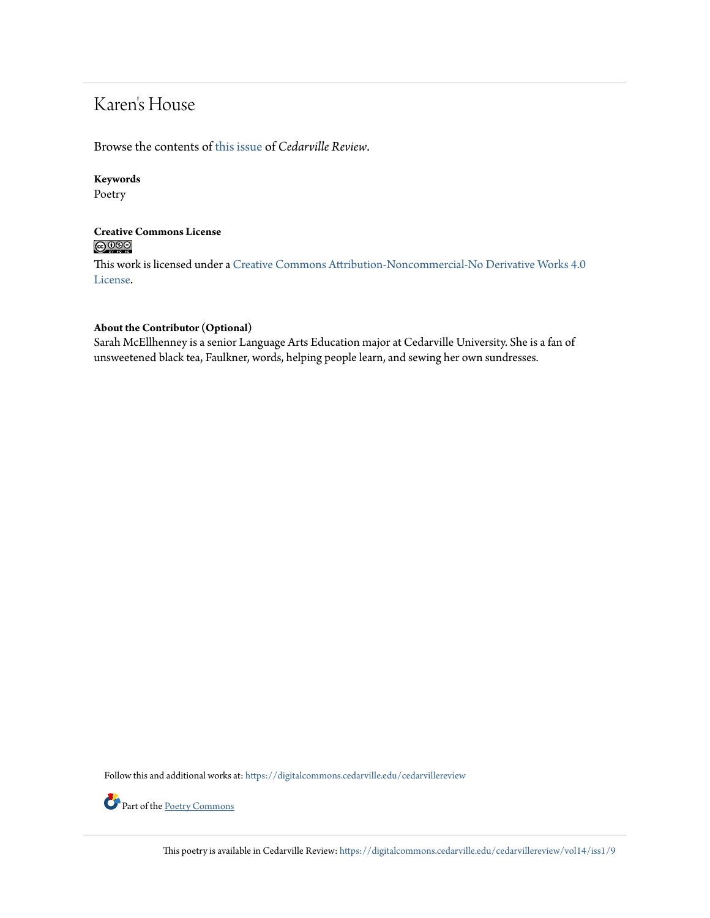# Karen's House

Browse the contents of this issue of *Cedarville Review*.

**Keywords**

Poetry

**Creative Commons License**

This work is licensed under a Creative Commons Attribution-Noncommercial-No Derivative Works 4.0 License.

**About the Contributor (Optional)**

Sarah McEllhenney is a senior Language Arts Education major at Cedarville University. She is a fan of unsweetened black tea, Faulkner, words, helping people learn, and sewing her own sundresses.

Follow this and additional works at: https://digitalcommons.cedarville.edu/cedarvillereview

Part of the Poetry Commons

This poetry is available in Cedarville Review: https://digitalcommons.cedarville.edu/cedarvillereview/vol14/iss1/9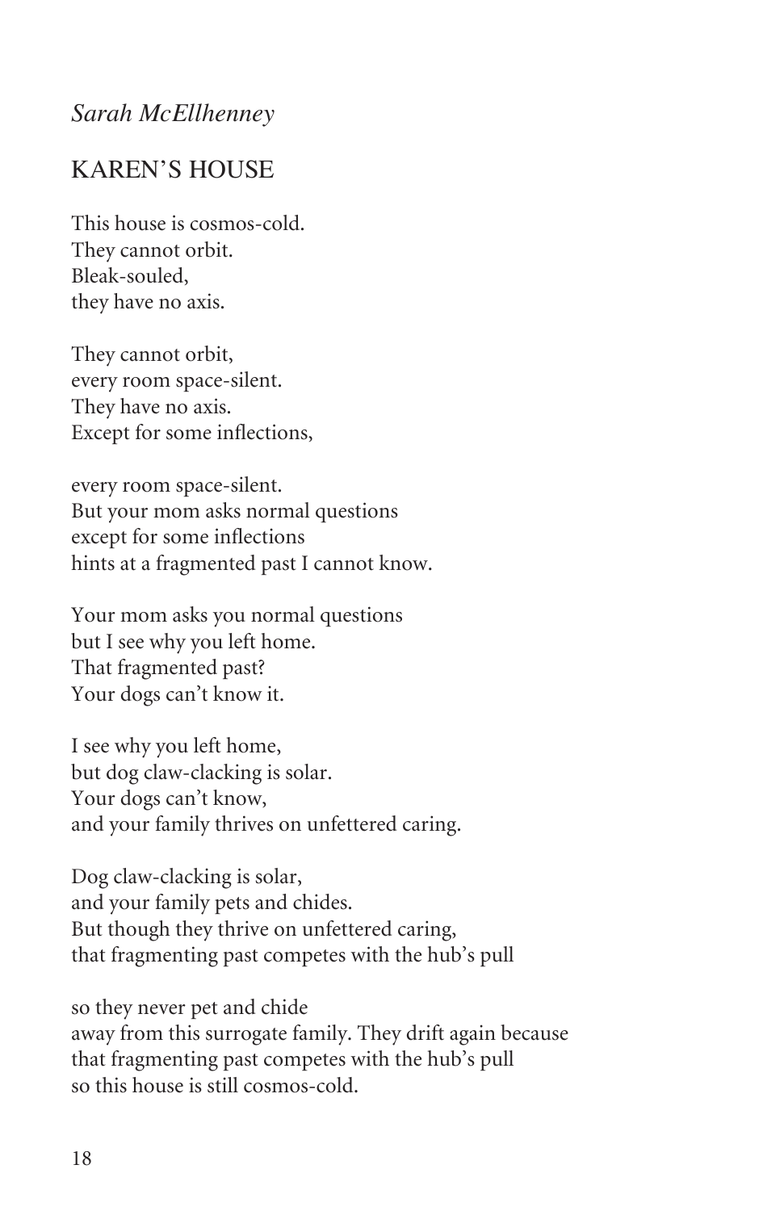*Sarah McEllhenney*

## KAREN'S HOUSE

This house is cosmos-cold.  
They cannot orbit.  
Bleak-souled,  
they have no axis.

They cannot orbit,  
every room space-silent.  
They have no axis.  
Except for some inflections,

every room space-silent.  
But your mom asks normal questions  
except for some inflections  
hints at a fragmented past I cannot know.

Your mom asks you normal questions  
but I see why you left home.  
That fragmented past?  
Your dogs can't know it.

I see why you left home,  
but dog claw-clacking is solar.  
Your dogs can't know,  
and your family thrives on unfettered caring.

Dog claw-clacking is solar,  
and your family pets and chides.  
But though they thrive on unfettered caring,  
that fragmenting past competes with the hub's pull

so they never pet and chide  
away from this surrogate family. They drift again because  
that fragmenting past competes with the hub's pull  
so this house is still cosmos-cold.